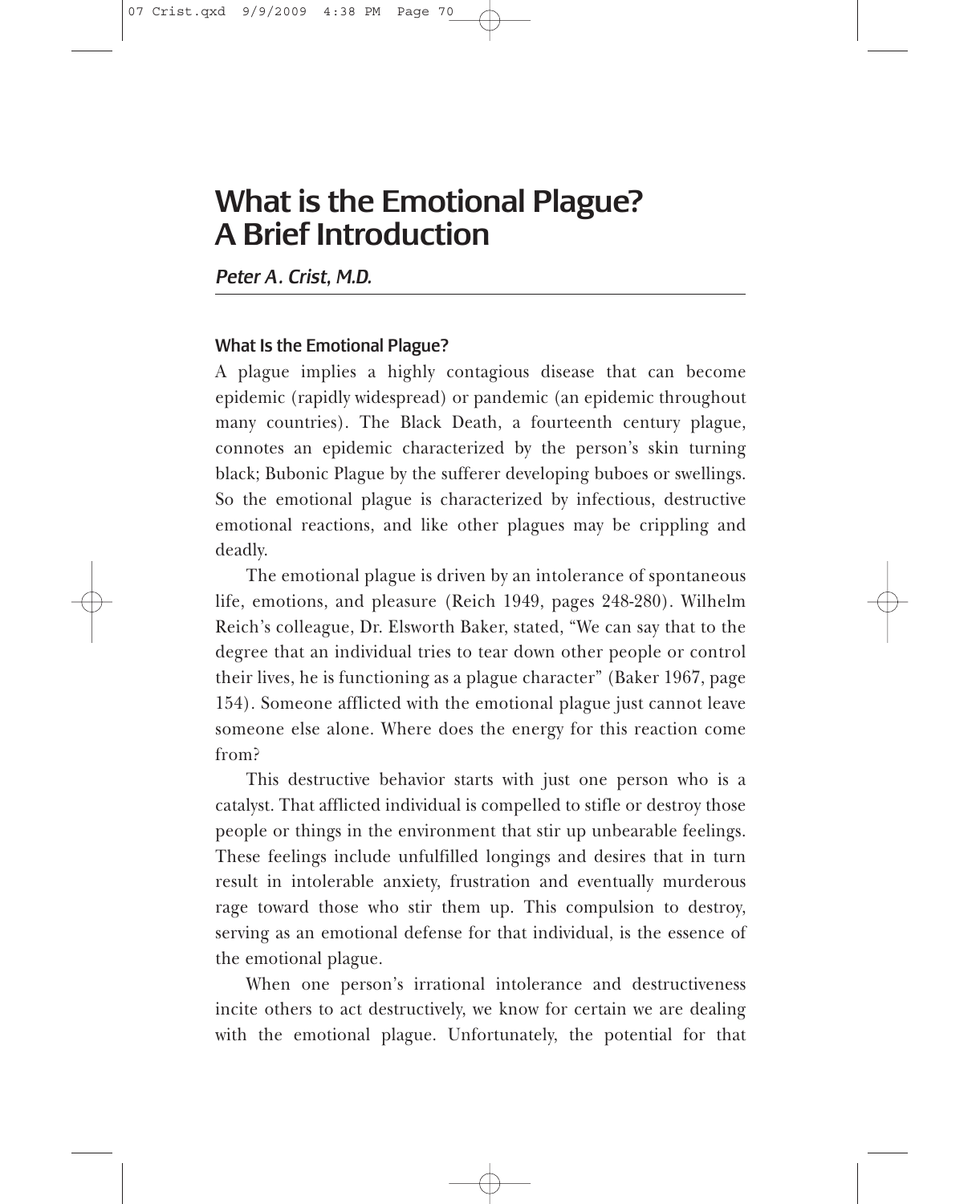# What is the Emotional Plague? A Brief Introduction

*Peter A. Crist, M.D.*

## What Is the Emotional Plague?

A plague implies a highly contagious disease that can become epidemic (rapidly widespread) or pandemic (an epidemic throughout many countries). The Black Death, a fourteenth century plague, connotes an epidemic characterized by the person's skin turning black; Bubonic Plague by the sufferer developing buboes or swellings. So the emotional plague is characterized by infectious, destructive emotional reactions, and like other plagues may be crippling and deadly.

The emotional plague is driven by an intolerance of spontaneous life, emotions, and pleasure (Reich 1949, pages 248-280). Wilhelm Reich's colleague, Dr. Elsworth Baker, stated, "We can say that to the degree that an individual tries to tear down other people or control their lives, he is functioning as a plague character" (Baker 1967, page 154). Someone afflicted with the emotional plague just cannot leave someone else alone. Where does the energy for this reaction come from?

This destructive behavior starts with just one person who is a catalyst. That afflicted individual is compelled to stifle or destroy those people or things in the environment that stir up unbearable feelings. These feelings include unfulfilled longings and desires that in turn result in intolerable anxiety, frustration and eventually murderous rage toward those who stir them up. This compulsion to destroy, serving as an emotional defense for that individual, is the essence of the emotional plague.

When one person's irrational intolerance and destructiveness incite others to act destructively, we know for certain we are dealing with the emotional plague. Unfortunately, the potential for that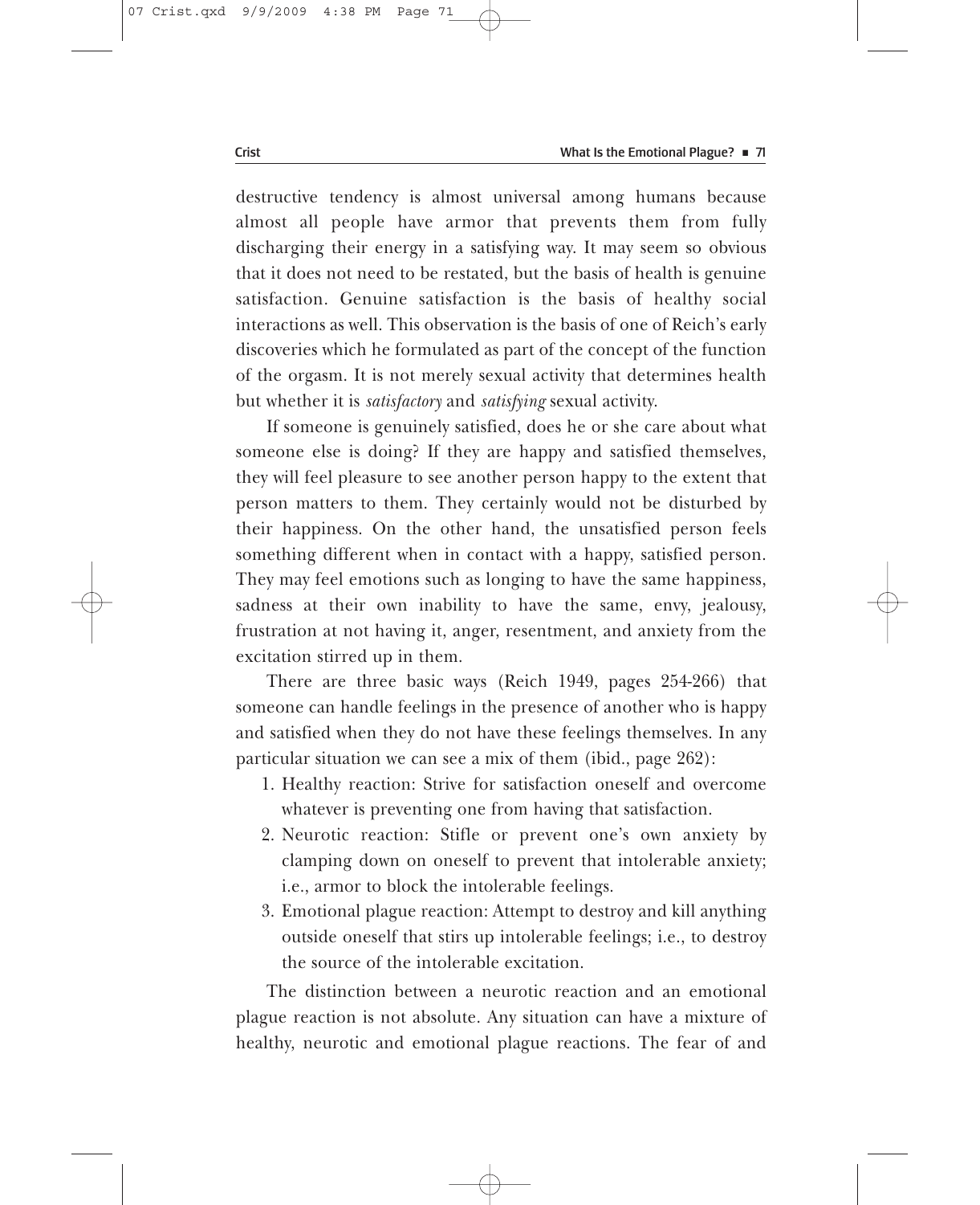destructive tendency is almost universal among humans because almost all people have armor that prevents them from fully discharging their energy in a satisfying way. It may seem so obvious that it does not need to be restated, but the basis of health is genuine satisfaction. Genuine satisfaction is the basis of healthy social interactions as well. This observation is the basis of one of Reich's early discoveries which he formulated as part of the concept of the function of the orgasm. It is not merely sexual activity that determines health but whether it is *satisfactory* and *satisfying* sexual activity.

If someone is genuinely satisfied, does he or she care about what someone else is doing? If they are happy and satisfied themselves, they will feel pleasure to see another person happy to the extent that person matters to them. They certainly would not be disturbed by their happiness. On the other hand, the unsatisfied person feels something different when in contact with a happy, satisfied person. They may feel emotions such as longing to have the same happiness, sadness at their own inability to have the same, envy, jealousy, frustration at not having it, anger, resentment, and anxiety from the excitation stirred up in them.

There are three basic ways (Reich 1949, pages 254-266) that someone can handle feelings in the presence of another who is happy and satisfied when they do not have these feelings themselves. In any particular situation we can see a mix of them (ibid., page 262):

1. Healthy reaction: Strive for satisfaction oneself and overcome whatever is preventing one from having that satisfaction.
2. Neurotic reaction: Stifle or prevent one's own anxiety by clamping down on oneself to prevent that intolerable anxiety; i.e., armor to block the intolerable feelings.
3. Emotional plague reaction: Attempt to destroy and kill anything outside oneself that stirs up intolerable feelings; i.e., to destroy the source of the intolerable excitation.

The distinction between a neurotic reaction and an emotional plague reaction is not absolute. Any situation can have a mixture of healthy, neurotic and emotional plague reactions. The fear of and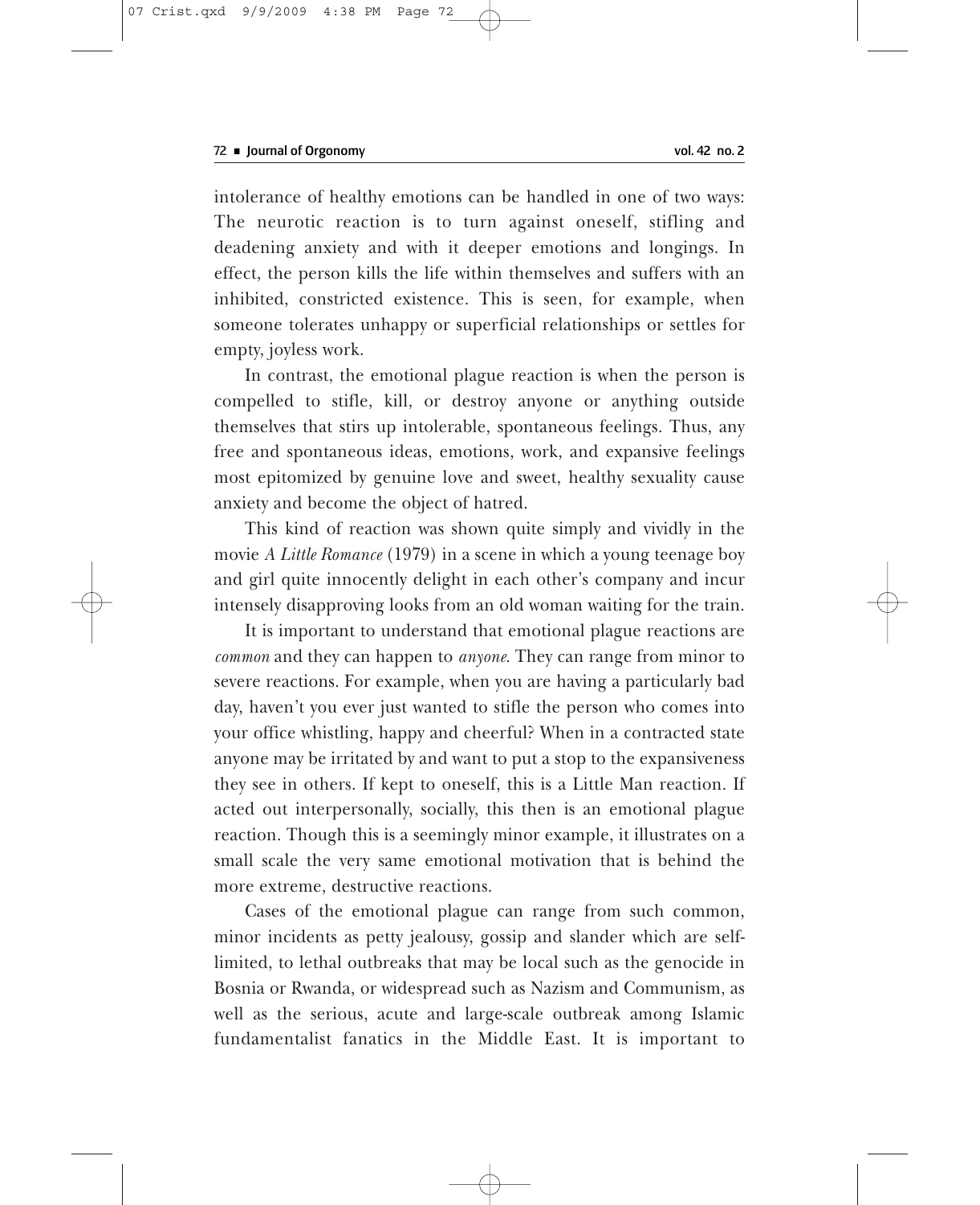intolerance of healthy emotions can be handled in one of two ways: The neurotic reaction is to turn against oneself, stifling and deadening anxiety and with it deeper emotions and longings. In effect, the person kills the life within themselves and suffers with an inhibited, constricted existence. This is seen, for example, when someone tolerates unhappy or superficial relationships or settles for empty, joyless work.

In contrast, the emotional plague reaction is when the person is compelled to stifle, kill, or destroy anyone or anything outside themselves that stirs up intolerable, spontaneous feelings. Thus, any free and spontaneous ideas, emotions, work, and expansive feelings most epitomized by genuine love and sweet, healthy sexuality cause anxiety and become the object of hatred.

This kind of reaction was shown quite simply and vividly in the movie *A Little Romance* (1979) in a scene in which a young teenage boy and girl quite innocently delight in each other's company and incur intensely disapproving looks from an old woman waiting for the train.

It is important to understand that emotional plague reactions are *common* and they can happen to *anyone*. They can range from minor to severe reactions. For example, when you are having a particularly bad day, haven't you ever just wanted to stifle the person who comes into your office whistling, happy and cheerful? When in a contracted state anyone may be irritated by and want to put a stop to the expansiveness they see in others. If kept to oneself, this is a Little Man reaction. If acted out interpersonally, socially, this then is an emotional plague reaction. Though this is a seemingly minor example, it illustrates on a small scale the very same emotional motivation that is behind the more extreme, destructive reactions.

Cases of the emotional plague can range from such common, minor incidents as petty jealousy, gossip and slander which are self-limited, to lethal outbreaks that may be local such as the genocide in Bosnia or Rwanda, or widespread such as Nazism and Communism, as well as the serious, acute and large-scale outbreak among Islamic fundamentalist fanatics in the Middle East. It is important to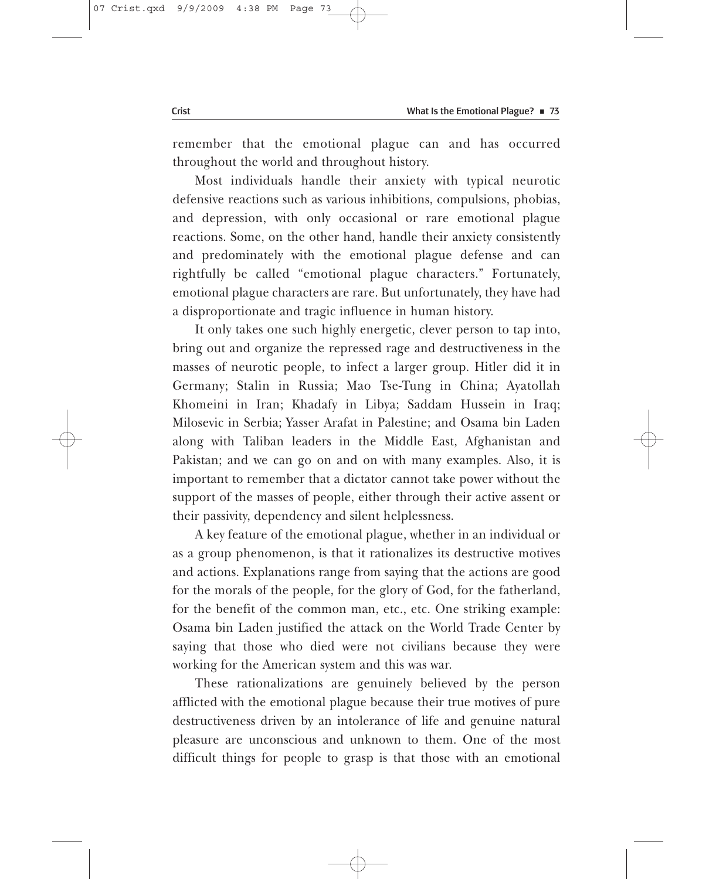remember that the emotional plague can and has occurred throughout the world and throughout history.

Most individuals handle their anxiety with typical neurotic defensive reactions such as various inhibitions, compulsions, phobias, and depression, with only occasional or rare emotional plague reactions. Some, on the other hand, handle their anxiety consistently and predominately with the emotional plague defense and can rightfully be called "emotional plague characters." Fortunately, emotional plague characters are rare. But unfortunately, they have had a disproportionate and tragic influence in human history.

It only takes one such highly energetic, clever person to tap into, bring out and organize the repressed rage and destructiveness in the masses of neurotic people, to infect a larger group. Hitler did it in Germany; Stalin in Russia; Mao Tse-Tung in China; Ayatollah Khomeini in Iran; Khadafy in Libya; Saddam Hussein in Iraq; Milosevic in Serbia; Yasser Arafat in Palestine; and Osama bin Laden along with Taliban leaders in the Middle East, Afghanistan and Pakistan; and we can go on and on with many examples. Also, it is important to remember that a dictator cannot take power without the support of the masses of people, either through their active assent or their passivity, dependency and silent helplessness.

A key feature of the emotional plague, whether in an individual or as a group phenomenon, is that it rationalizes its destructive motives and actions. Explanations range from saying that the actions are good for the morals of the people, for the glory of God, for the fatherland, for the benefit of the common man, etc., etc. One striking example: Osama bin Laden justified the attack on the World Trade Center by saying that those who died were not civilians because they were working for the American system and this was war.

These rationalizations are genuinely believed by the person afflicted with the emotional plague because their true motives of pure destructiveness driven by an intolerance of life and genuine natural pleasure are unconscious and unknown to them. One of the most difficult things for people to grasp is that those with an emotional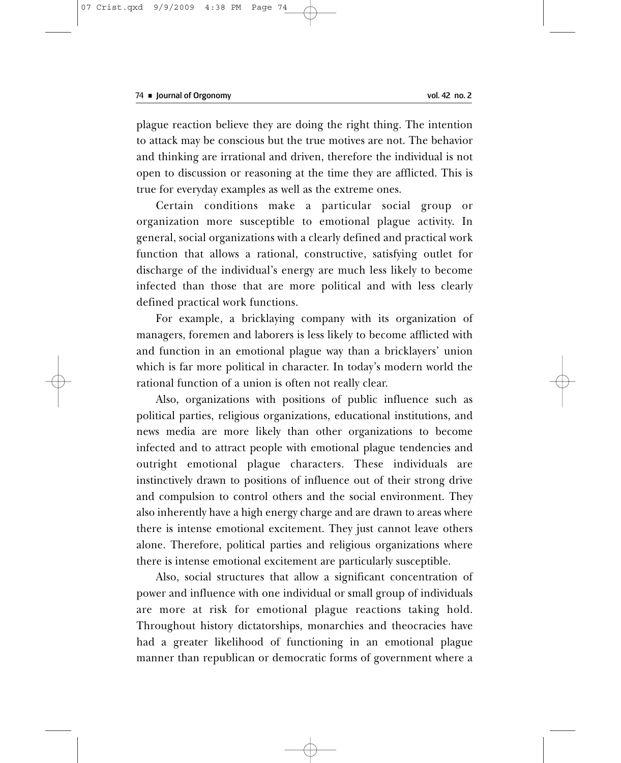plague reaction believe they are doing the right thing. The intention to attack may be conscious but the true motives are not. The behavior and thinking are irrational and driven, therefore the individual is not open to discussion or reasoning at the time they are afflicted. This is true for everyday examples as well as the extreme ones.

Certain conditions make a particular social group or organization more susceptible to emotional plague activity. In general, social organizations with a clearly defined and practical work function that allows a rational, constructive, satisfying outlet for discharge of the individual's energy are much less likely to become infected than those that are more political and with less clearly defined practical work functions.

For example, a bricklaying company with its organization of managers, foremen and laborers is less likely to become afflicted with and function in an emotional plague way than a bricklayers' union which is far more political in character. In today's modern world the rational function of a union is often not really clear.

Also, organizations with positions of public influence such as political parties, religious organizations, educational institutions, and news media are more likely than other organizations to become infected and to attract people with emotional plague tendencies and outright emotional plague characters. These individuals are instinctively drawn to positions of influence out of their strong drive and compulsion to control others and the social environment. They also inherently have a high energy charge and are drawn to areas where there is intense emotional excitement. They just cannot leave others alone. Therefore, political parties and religious organizations where there is intense emotional excitement are particularly susceptible.

Also, social structures that allow a significant concentration of power and influence with one individual or small group of individuals are more at risk for emotional plague reactions taking hold. Throughout history dictatorships, monarchies and theocracies have had a greater likelihood of functioning in an emotional plague manner than republican or democratic forms of government where a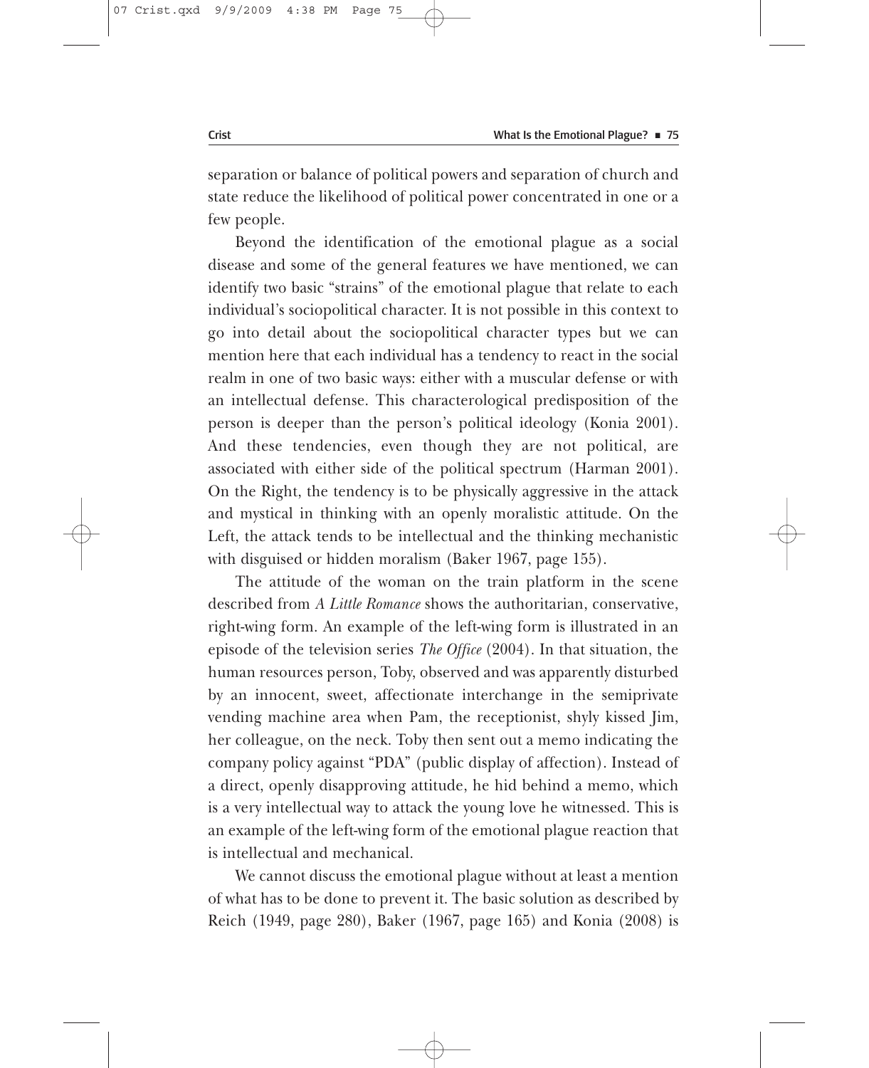separation or balance of political powers and separation of church and state reduce the likelihood of political power concentrated in one or a few people.

Beyond the identification of the emotional plague as a social disease and some of the general features we have mentioned, we can identify two basic "strains" of the emotional plague that relate to each individual's sociopolitical character. It is not possible in this context to go into detail about the sociopolitical character types but we can mention here that each individual has a tendency to react in the social realm in one of two basic ways: either with a muscular defense or with an intellectual defense. This characterological predisposition of the person is deeper than the person's political ideology (Konia 2001). And these tendencies, even though they are not political, are associated with either side of the political spectrum (Harman 2001). On the Right, the tendency is to be physically aggressive in the attack and mystical in thinking with an openly moralistic attitude. On the Left, the attack tends to be intellectual and the thinking mechanistic with disguised or hidden moralism (Baker 1967, page 155).

The attitude of the woman on the train platform in the scene described from *A Little Romance* shows the authoritarian, conservative, right-wing form. An example of the left-wing form is illustrated in an episode of the television series *The Office* (2004). In that situation, the human resources person, Toby, observed and was apparently disturbed by an innocent, sweet, affectionate interchange in the semiprivate vending machine area when Pam, the receptionist, shyly kissed Jim, her colleague, on the neck. Toby then sent out a memo indicating the company policy against "PDA" (public display of affection). Instead of a direct, openly disapproving attitude, he hid behind a memo, which is a very intellectual way to attack the young love he witnessed. This is an example of the left-wing form of the emotional plague reaction that is intellectual and mechanical.

We cannot discuss the emotional plague without at least a mention of what has to be done to prevent it. The basic solution as described by Reich (1949, page 280), Baker (1967, page 165) and Konia (2008) is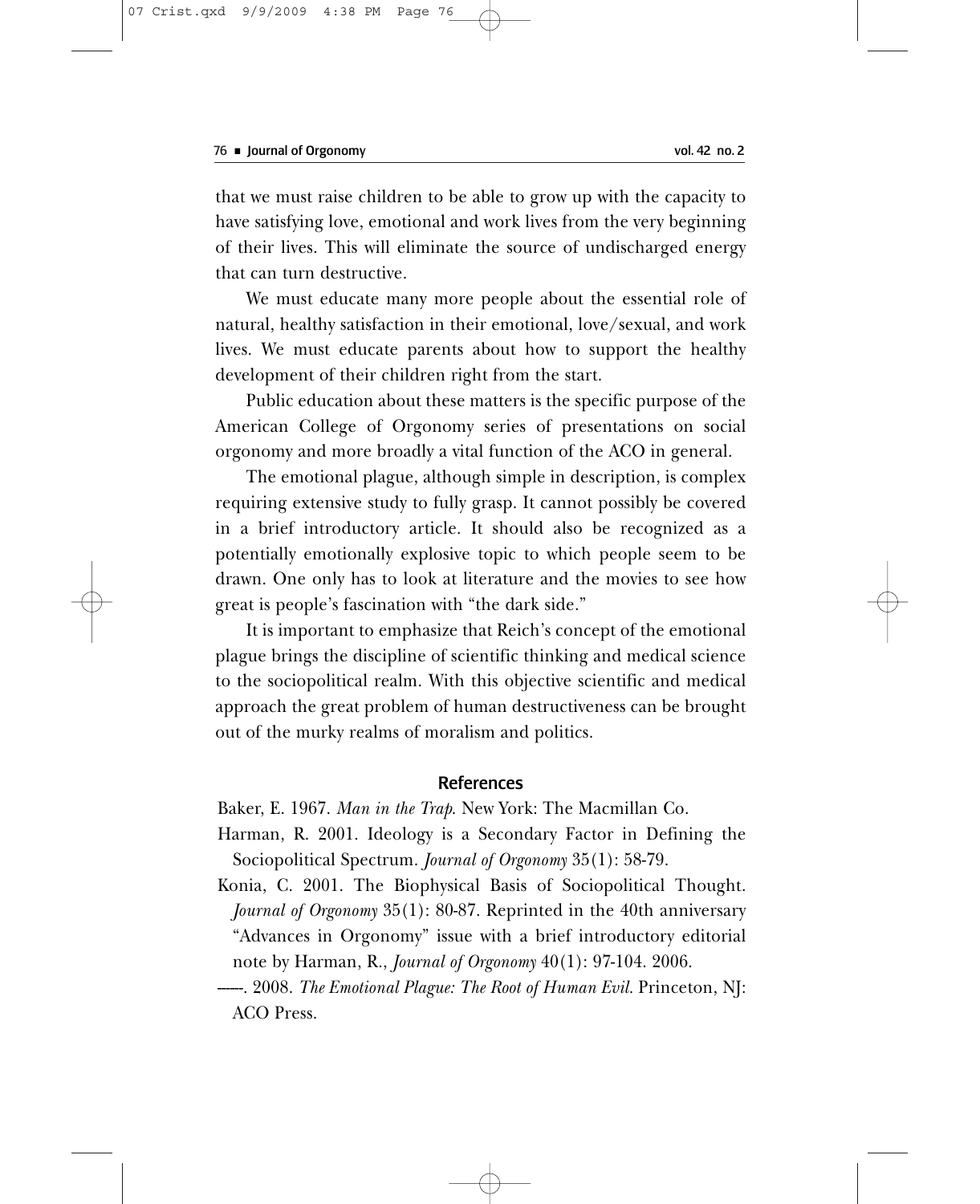that we must raise children to be able to grow up with the capacity to have satisfying love, emotional and work lives from the very beginning of their lives. This will eliminate the source of undischarged energy that can turn destructive.

We must educate many more people about the essential role of natural, healthy satisfaction in their emotional, love/sexual, and work lives. We must educate parents about how to support the healthy development of their children right from the start.

Public education about these matters is the specific purpose of the American College of Orgonomy series of presentations on social orgonomy and more broadly a vital function of the ACO in general.

The emotional plague, although simple in description, is complex requiring extensive study to fully grasp. It cannot possibly be covered in a brief introductory article. It should also be recognized as a potentially emotionally explosive topic to which people seem to be drawn. One only has to look at literature and the movies to see how great is people's fascination with "the dark side."

It is important to emphasize that Reich's concept of the emotional plague brings the discipline of scientific thinking and medical science to the sociopolitical realm. With this objective scientific and medical approach the great problem of human destructiveness can be brought out of the murky realms of moralism and politics.

## References

Baker, E. 1967. *Man in the Trap*. New York: The Macmillan Co.

Harman, R. 2001. Ideology is a Secondary Factor in Defining the Sociopolitical Spectrum. *Journal of Orgonomy* 35(1): 58-79.

Konia, C. 2001. The Biophysical Basis of Sociopolitical Thought. *Journal of Orgonomy* 35(1): 80-87. Reprinted in the 40th anniversary "Advances in Orgonomy" issue with a brief introductory editorial note by Harman, R., *Journal of Orgonomy* 40(1): 97-104. 2006.

——. 2008. *The Emotional Plague: The Root of Human Evil*. Princeton, NJ: ACO Press.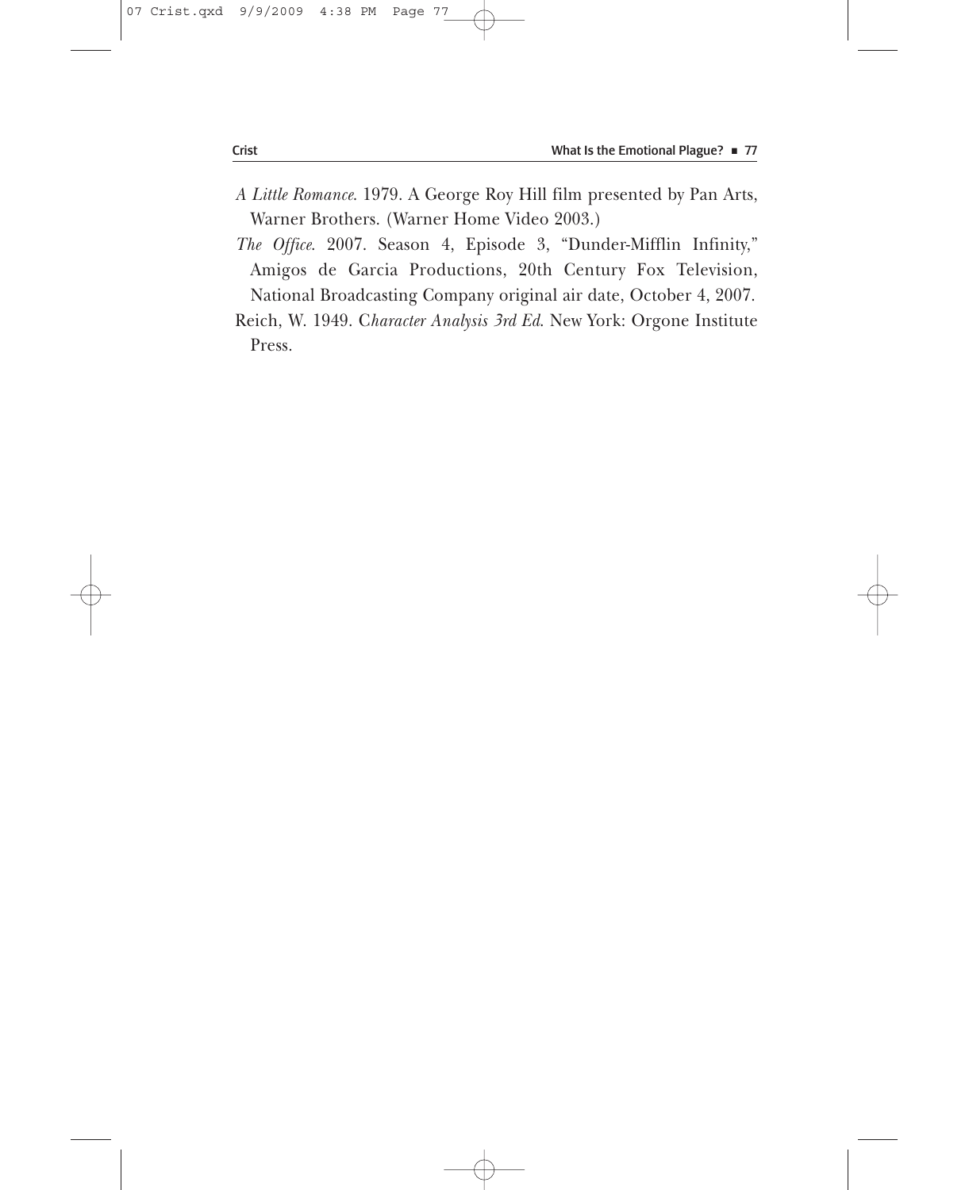*A Little Romance*. 1979. A George Roy Hill film presented by Pan Arts, Warner Brothers. (Warner Home Video 2003.)

*The Office*. 2007. Season 4, Episode 3, "Dunder-Mifflin Infinity," Amigos de Garcia Productions, 20th Century Fox Television, National Broadcasting Company original air date, October 4, 2007.

Reich, W. 1949. C*haracter Analysis 3rd Ed*. New York: Orgone Institute Press.